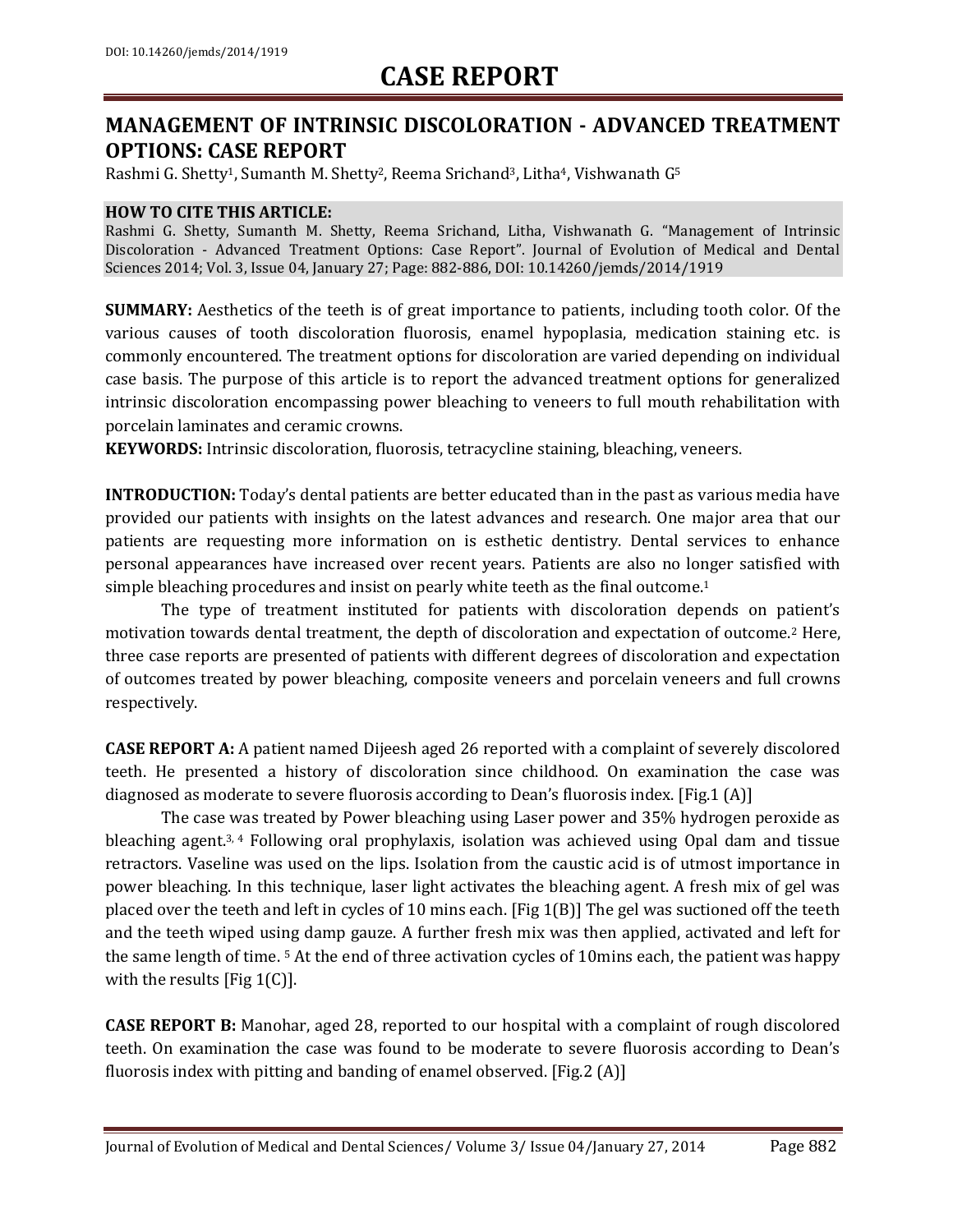DOI: 10.14260/jemds/2014/1919

# CASE REPORT

## MANAGEMENT OF INTRINSIC DISCOLORATION - ADVANCED TREATMENT OPTIONS: CASE REPORT

Rashmi G. Shetty[1], Sumanth M. Shetty[2], Reema Srichand[3], Litha[4], Vishwanath G[5]

**HOW TO CITE THIS ARTICLE:**
Rashmi G. Shetty, Sumanth M. Shetty, Reema Srichand, Litha, Vishwanath G. "Management of Intrinsic Discoloration - Advanced Treatment Options: Case Report". Journal of Evolution of Medical and Dental Sciences 2014; Vol. 3, Issue 04, January 27; Page: 882-886, DOI: 10.14260/jemds/2014/1919

**SUMMARY:** Aesthetics of the teeth is of great importance to patients, including tooth color. Of the various causes of tooth discoloration fluorosis, enamel hypoplasia, medication staining etc. is commonly encountered. The treatment options for discoloration are varied depending on individual case basis. The purpose of this article is to report the advanced treatment options for generalized intrinsic discoloration encompassing power bleaching to veneers to full mouth rehabilitation with porcelain laminates and ceramic crowns.

**KEYWORDS:** Intrinsic discoloration, fluorosis, tetracycline staining, bleaching, veneers.

**INTRODUCTION:** Today's dental patients are better educated than in the past as various media have provided our patients with insights on the latest advances and research. One major area that our patients are requesting more information on is esthetic dentistry. Dental services to enhance personal appearances have increased over recent years. Patients are also no longer satisfied with simple bleaching procedures and insist on pearly white teeth as the final outcome.[1]

The type of treatment instituted for patients with discoloration depends on patient's motivation towards dental treatment, the depth of discoloration and expectation of outcome.[2] Here, three case reports are presented of patients with different degrees of discoloration and expectation of outcomes treated by power bleaching, composite veneers and porcelain veneers and full crowns respectively.

**CASE REPORT A:** A patient named Dijeesh aged 26 reported with a complaint of severely discolored teeth. He presented a history of discoloration since childhood. On examination the case was diagnosed as moderate to severe fluorosis according to Dean's fluorosis index. [Fig.1 (A)]

The case was treated by Power bleaching using Laser power and 35% hydrogen peroxide as bleaching agent.[3, 4] Following oral prophylaxis, isolation was achieved using Opal dam and tissue retractors. Vaseline was used on the lips. Isolation from the caustic acid is of utmost importance in power bleaching. In this technique, laser light activates the bleaching agent. A fresh mix of gel was placed over the teeth and left in cycles of 10 mins each. [Fig 1(B)] The gel was suctioned off the teeth and the teeth wiped using damp gauze. A further fresh mix was then applied, activated and left for the same length of time. [5] At the end of three activation cycles of 10mins each, the patient was happy with the results [Fig 1(C)].

**CASE REPORT B:** Manohar, aged 28, reported to our hospital with a complaint of rough discolored teeth. On examination the case was found to be moderate to severe fluorosis according to Dean's fluorosis index with pitting and banding of enamel observed. [Fig.2 (A)]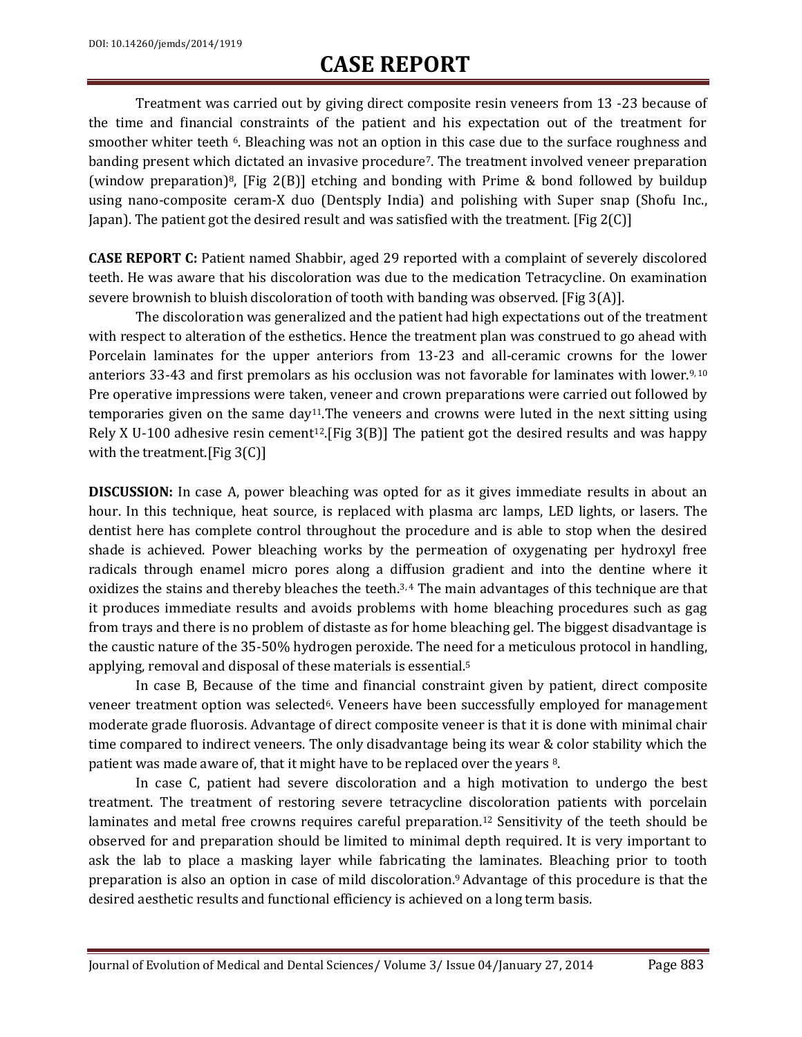Treatment was carried out by giving direct composite resin veneers from 13 -23 because of the time and financial constraints of the patient and his expectation out of the treatment for smoother whiter teeth [6]. Bleaching was not an option in this case due to the surface roughness and banding present which dictated an invasive procedure[7]. The treatment involved veneer preparation (window preparation)[8], [Fig 2(B)] etching and bonding with Prime & bond followed by buildup using nano-composite ceram-X duo (Dentsply India) and polishing with Super snap (Shofu Inc., Japan). The patient got the desired result and was satisfied with the treatment. [Fig 2(C)]

**CASE REPORT C:** Patient named Shabbir, aged 29 reported with a complaint of severely discolored teeth. He was aware that his discoloration was due to the medication Tetracycline. On examination severe brownish to bluish discoloration of tooth with banding was observed. [Fig 3(A)].

The discoloration was generalized and the patient had high expectations out of the treatment with respect to alteration of the esthetics. Hence the treatment plan was construed to go ahead with Porcelain laminates for the upper anteriors from 13-23 and all-ceramic crowns for the lower anteriors 33-43 and first premolars as his occlusion was not favorable for laminates with lower.[9, 10] Pre operative impressions were taken, veneer and crown preparations were carried out followed by temporaries given on the same day[11].The veneers and crowns were luted in the next sitting using Rely X U-100 adhesive resin cement[12].[Fig 3(B)] The patient got the desired results and was happy with the treatment.[Fig 3(C)]

**DISCUSSION:** In case A, power bleaching was opted for as it gives immediate results in about an hour. In this technique, heat source, is replaced with plasma arc lamps, LED lights, or lasers. The dentist here has complete control throughout the procedure and is able to stop when the desired shade is achieved. Power bleaching works by the permeation of oxygenating per hydroxyl free radicals through enamel micro pores along a diffusion gradient and into the dentine where it oxidizes the stains and thereby bleaches the teeth.[3, 4] The main advantages of this technique are that it produces immediate results and avoids problems with home bleaching procedures such as gag from trays and there is no problem of distaste as for home bleaching gel. The biggest disadvantage is the caustic nature of the 35-50% hydrogen peroxide. The need for a meticulous protocol in handling, applying, removal and disposal of these materials is essential.[5]

In case B, Because of the time and financial constraint given by patient, direct composite veneer treatment option was selected[6]. Veneers have been successfully employed for management moderate grade fluorosis. Advantage of direct composite veneer is that it is done with minimal chair time compared to indirect veneers. The only disadvantage being its wear & color stability which the patient was made aware of, that it might have to be replaced over the years [8].

In case C, patient had severe discoloration and a high motivation to undergo the best treatment. The treatment of restoring severe tetracycline discoloration patients with porcelain laminates and metal free crowns requires careful preparation.[12] Sensitivity of the teeth should be observed for and preparation should be limited to minimal depth required. It is very important to ask the lab to place a masking layer while fabricating the laminates. Bleaching prior to tooth preparation is also an option in case of mild discoloration.[9] Advantage of this procedure is that the desired aesthetic results and functional efficiency is achieved on a long term basis.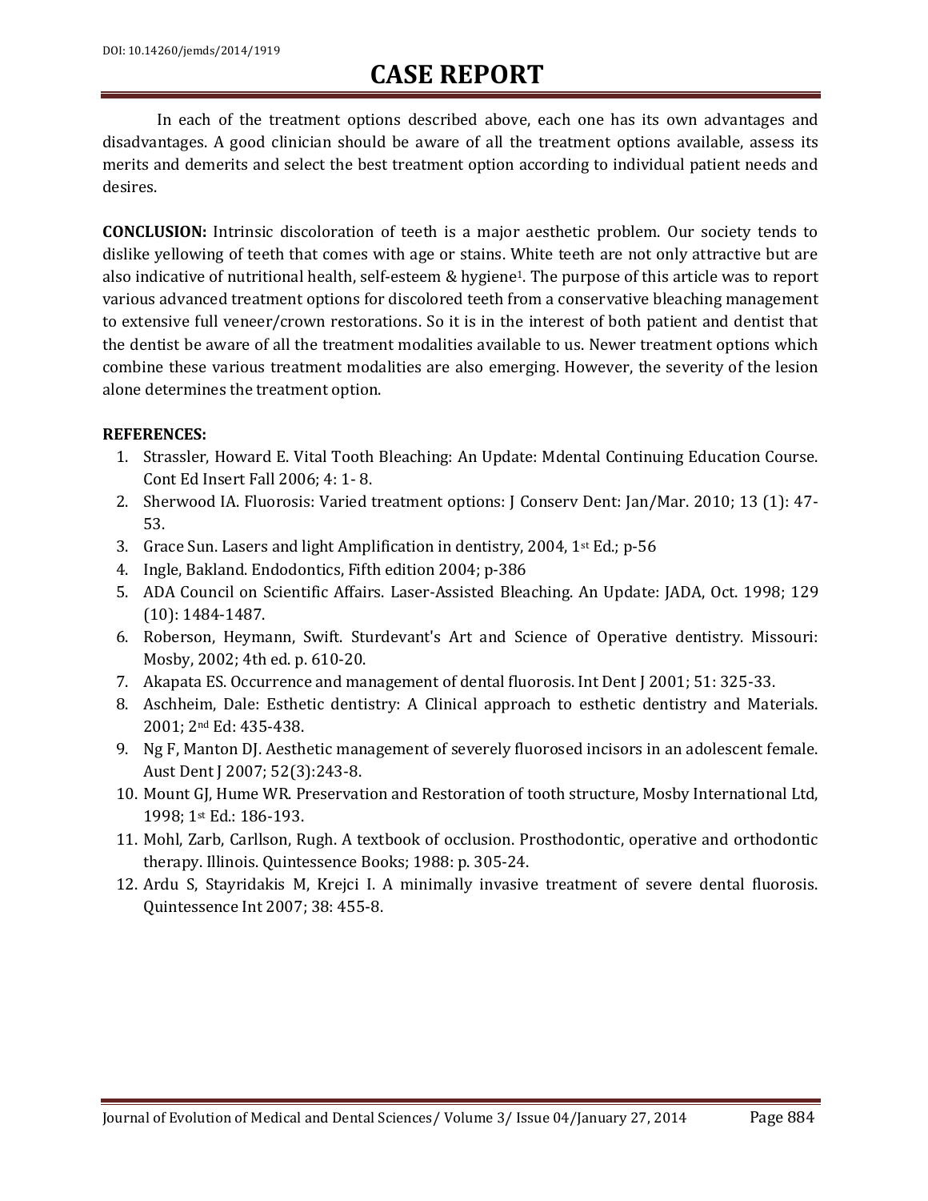In each of the treatment options described above, each one has its own advantages and disadvantages. A good clinician should be aware of all the treatment options available, assess its merits and demerits and select the best treatment option according to individual patient needs and desires.

**CONCLUSION:** Intrinsic discoloration of teeth is a major aesthetic problem. Our society tends to dislike yellowing of teeth that comes with age or stains. White teeth are not only attractive but are also indicative of nutritional health, self-esteem & hygiene[1]. The purpose of this article was to report various advanced treatment options for discolored teeth from a conservative bleaching management to extensive full veneer/crown restorations. So it is in the interest of both patient and dentist that the dentist be aware of all the treatment modalities available to us. Newer treatment options which combine these various treatment modalities are also emerging. However, the severity of the lesion alone determines the treatment option.

**REFERENCES:**

1. Strassler, Howard E. Vital Tooth Bleaching: An Update: Mdental Continuing Education Course. Cont Ed Insert Fall 2006; 4: 1- 8.
2. Sherwood IA. Fluorosis: Varied treatment options: J Conserv Dent: Jan/Mar. 2010; 13 (1): 47-53.
3. Grace Sun. Lasers and light Amplification in dentistry, 2004, 1st Ed.; p-56
4. Ingle, Bakland. Endodontics, Fifth edition 2004; p-386
5. ADA Council on Scientific Affairs. Laser-Assisted Bleaching. An Update: JADA, Oct. 1998; 129 (10): 1484-1487.
6. Roberson, Heymann, Swift. Sturdevant's Art and Science of Operative dentistry. Missouri: Mosby, 2002; 4th ed. p. 610-20.
7. Akapata ES. Occurrence and management of dental fluorosis. Int Dent J 2001; 51: 325-33.
8. Aschheim, Dale: Esthetic dentistry: A Clinical approach to esthetic dentistry and Materials. 2001; 2nd Ed: 435-438.
9. Ng F, Manton DJ. Aesthetic management of severely fluorosed incisors in an adolescent female. Aust Dent J 2007; 52(3):243-8.
10. Mount GJ, Hume WR. Preservation and Restoration of tooth structure, Mosby International Ltd, 1998; 1st Ed.: 186-193.
11. Mohl, Zarb, Carllson, Rugh. A textbook of occlusion. Prosthodontic, operative and orthodontic therapy. Illinois. Quintessence Books; 1988: p. 305-24.
12. Ardu S, Stayridakis M, Krejci I. A minimally invasive treatment of severe dental fluorosis. Quintessence Int 2007; 38: 455-8.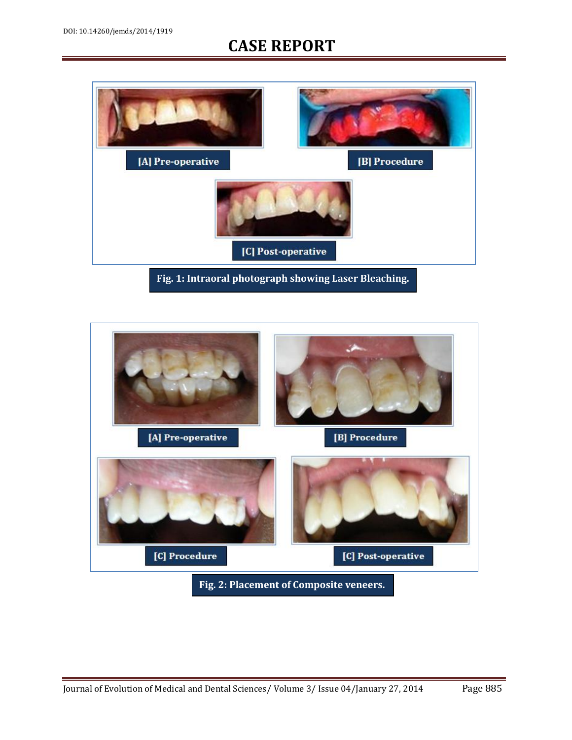[A] Pre-operative

[B] Procedure

[C] Post-operative

Fig. 1: Intraoral photograph showing Laser Bleaching.

[A] Pre-operative

[B] Procedure

[C] Procedure

[C] Post-operative

Fig. 2: Placement of Composite veneers.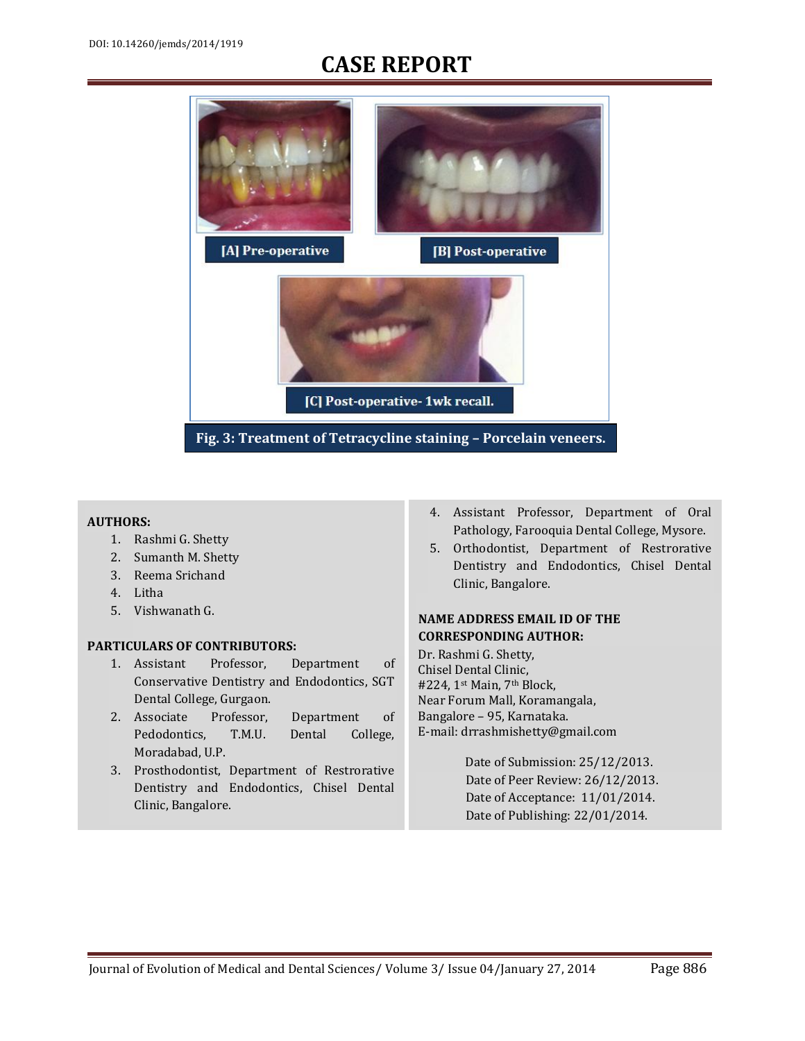[A] Pre-operative

[B] Post-operative

[C] Post-operative- 1wk recall.

**Fig. 3: Treatment of Tetracycline staining – Porcelain veneers.**

**AUTHORS:**

1. Rashmi G. Shetty
2. Sumanth M. Shetty
3. Reema Srichand
4. Litha
5. Vishwanath G.

**PARTICULARS OF CONTRIBUTORS:**

1. Assistant Professor, Department of Conservative Dentistry and Endodontics, SGT Dental College, Gurgaon.
2. Associate Professor, Department of Pedodontics, T.M.U. Dental College, Moradabad, U.P.
3. Prosthodontist, Department of Restrorative Dentistry and Endodontics, Chisel Dental Clinic, Bangalore.
4. Assistant Professor, Department of Oral Pathology, Farooquia Dental College, Mysore.
5. Orthodontist, Department of Restrorative Dentistry and Endodontics, Chisel Dental Clinic, Bangalore.

**NAME ADDRESS EMAIL ID OF THE CORRESPONDING AUTHOR:**

Dr. Rashmi G. Shetty,
Chisel Dental Clinic,
#224, 1st Main, 7th Block,
Near Forum Mall, Koramangala,
Bangalore – 95, Karnataka.
E-mail: drrashmishetty@gmail.com

Date of Submission: 25/12/2013.
Date of Peer Review: 26/12/2013.
Date of Acceptance: 11/01/2014.
Date of Publishing: 22/01/2014.